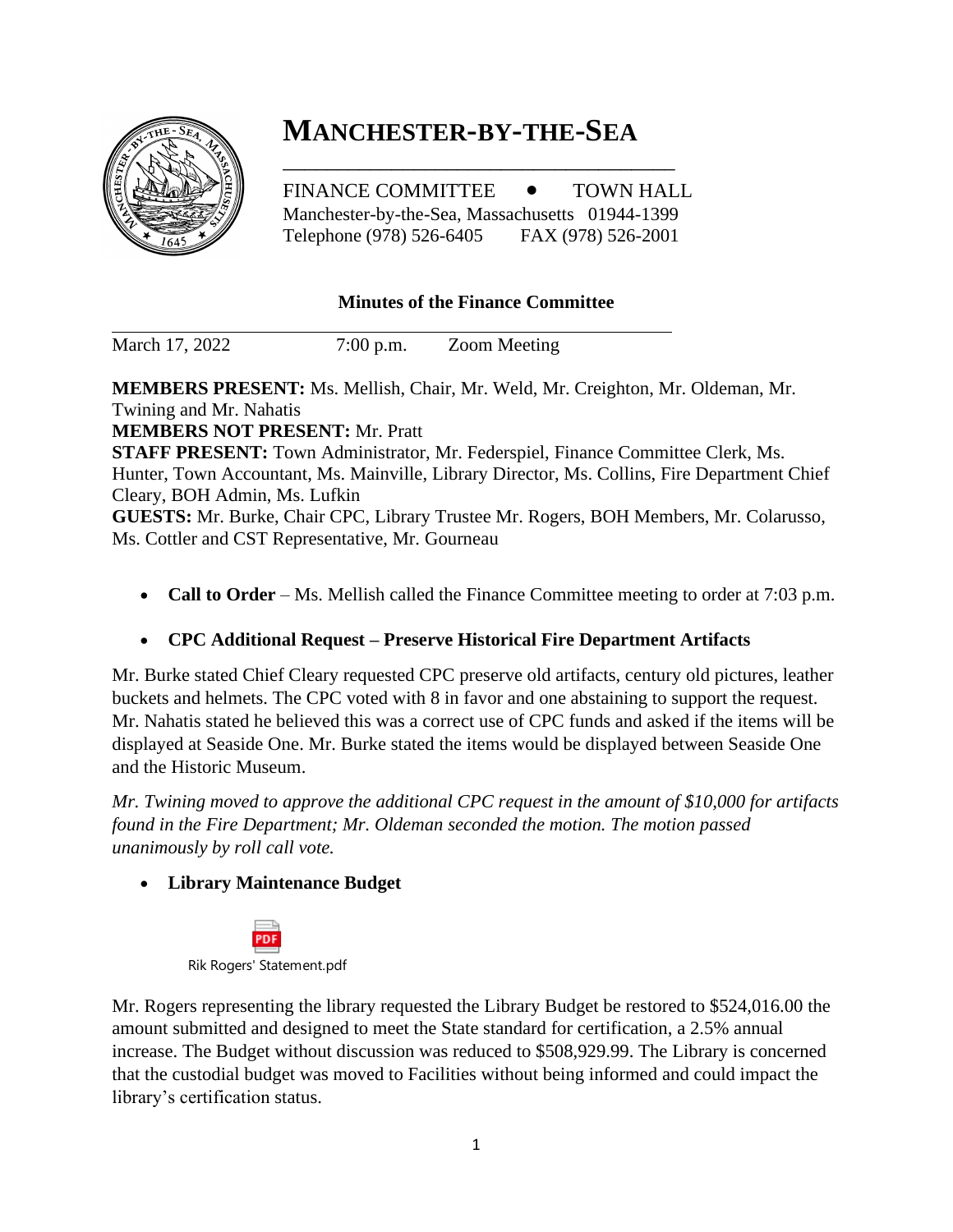# MANCHESTER-BY-THE-SEA

FINANCE COMMITTEE • TOWN HALL
Manchester-by-the-Sea, Massachusetts 01944-1399
Telephone (978) 526-6405 FAX (978) 526-2001

**Minutes of the Finance Committee**

March 17, 2022 7:00 p.m. Zoom Meeting

**MEMBERS PRESENT:** Ms. Mellish, Chair, Mr. Weld, Mr. Creighton, Mr. Oldeman, Mr. Twining and Mr. Nahatis
**MEMBERS NOT PRESENT:** Mr. Pratt
**STAFF PRESENT:** Town Administrator, Mr. Federspiel, Finance Committee Clerk, Ms. Hunter, Town Accountant, Ms. Mainville, Library Director, Ms. Collins, Fire Department Chief Cleary, BOH Admin, Ms. Lufkin
**GUESTS:** Mr. Burke, Chair CPC, Library Trustee Mr. Rogers, BOH Members, Mr. Colarusso, Ms. Cottler and CST Representative, Mr. Gourneau

- **Call to Order** – Ms. Mellish called the Finance Committee meeting to order at 7:03 p.m.

- **CPC Additional Request – Preserve Historical Fire Department Artifacts**

Mr. Burke stated Chief Cleary requested CPC preserve old artifacts, century old pictures, leather buckets and helmets. The CPC voted with 8 in favor and one abstaining to support the request. Mr. Nahatis stated he believed this was a correct use of CPC funds and asked if the items will be displayed at Seaside One. Mr. Burke stated the items would be displayed between Seaside One and the Historic Museum.

*Mr. Twining moved to approve the additional CPC request in the amount of $10,000 for artifacts found in the Fire Department; Mr. Oldeman seconded the motion. The motion passed unanimously by roll call vote.*

- **Library Maintenance Budget**

Rik Rogers' Statement.pdf

Mr. Rogers representing the library requested the Library Budget be restored to $524,016.00 the amount submitted and designed to meet the State standard for certification, a 2.5% annual increase. The Budget without discussion was reduced to $508,929.99. The Library is concerned that the custodial budget was moved to Facilities without being informed and could impact the library's certification status.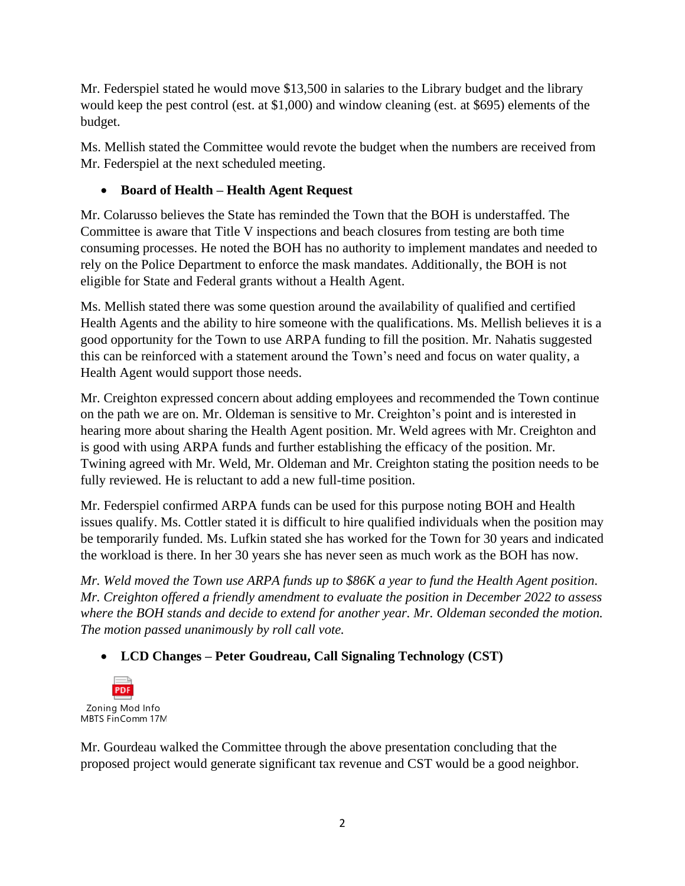Mr. Federspiel stated he would move $13,500 in salaries to the Library budget and the library would keep the pest control (est. at $1,000) and window cleaning (est. at $695) elements of the budget.

Ms. Mellish stated the Committee would revote the budget when the numbers are received from Mr. Federspiel at the next scheduled meeting.

- **Board of Health – Health Agent Request**

Mr. Colarusso believes the State has reminded the Town that the BOH is understaffed. The Committee is aware that Title V inspections and beach closures from testing are both time consuming processes. He noted the BOH has no authority to implement mandates and needed to rely on the Police Department to enforce the mask mandates. Additionally, the BOH is not eligible for State and Federal grants without a Health Agent.

Ms. Mellish stated there was some question around the availability of qualified and certified Health Agents and the ability to hire someone with the qualifications. Ms. Mellish believes it is a good opportunity for the Town to use ARPA funding to fill the position. Mr. Nahatis suggested this can be reinforced with a statement around the Town's need and focus on water quality, a Health Agent would support those needs.

Mr. Creighton expressed concern about adding employees and recommended the Town continue on the path we are on. Mr. Oldeman is sensitive to Mr. Creighton's point and is interested in hearing more about sharing the Health Agent position. Mr. Weld agrees with Mr. Creighton and is good with using ARPA funds and further establishing the efficacy of the position. Mr. Twining agreed with Mr. Weld, Mr. Oldeman and Mr. Creighton stating the position needs to be fully reviewed. He is reluctant to add a new full-time position.

Mr. Federspiel confirmed ARPA funds can be used for this purpose noting BOH and Health issues qualify. Ms. Cottler stated it is difficult to hire qualified individuals when the position may be temporarily funded. Ms. Lufkin stated she has worked for the Town for 30 years and indicated the workload is there. In her 30 years she has never seen as much work as the BOH has now.

*Mr. Weld moved the Town use ARPA funds up to $86K a year to fund the Health Agent position. Mr. Creighton offered a friendly amendment to evaluate the position in December 2022 to assess where the BOH stands and decide to extend for another year. Mr. Oldeman seconded the motion. The motion passed unanimously by roll call vote.*

- **LCD Changes – Peter Goudreau, Call Signaling Technology (CST)**

Zoning Mod Info MBTS FinComm 17M

Mr. Gourdeau walked the Committee through the above presentation concluding that the proposed project would generate significant tax revenue and CST would be a good neighbor.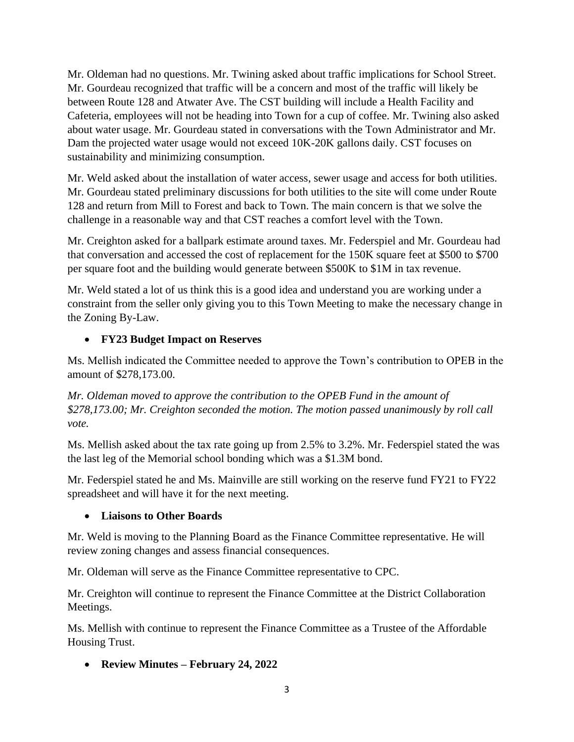Mr. Oldeman had no questions. Mr. Twining asked about traffic implications for School Street. Mr. Gourdeau recognized that traffic will be a concern and most of the traffic will likely be between Route 128 and Atwater Ave. The CST building will include a Health Facility and Cafeteria, employees will not be heading into Town for a cup of coffee. Mr. Twining also asked about water usage. Mr. Gourdeau stated in conversations with the Town Administrator and Mr. Dam the projected water usage would not exceed 10K-20K gallons daily. CST focuses on sustainability and minimizing consumption.

Mr. Weld asked about the installation of water access, sewer usage and access for both utilities. Mr. Gourdeau stated preliminary discussions for both utilities to the site will come under Route 128 and return from Mill to Forest and back to Town. The main concern is that we solve the challenge in a reasonable way and that CST reaches a comfort level with the Town.

Mr. Creighton asked for a ballpark estimate around taxes. Mr. Federspiel and Mr. Gourdeau had that conversation and accessed the cost of replacement for the 150K square feet at $500 to $700 per square foot and the building would generate between $500K to $1M in tax revenue.

Mr. Weld stated a lot of us think this is a good idea and understand you are working under a constraint from the seller only giving you to this Town Meeting to make the necessary change in the Zoning By-Law.

- **FY23 Budget Impact on Reserves**

Ms. Mellish indicated the Committee needed to approve the Town's contribution to OPEB in the amount of $278,173.00.

*Mr. Oldeman moved to approve the contribution to the OPEB Fund in the amount of $278,173.00; Mr. Creighton seconded the motion. The motion passed unanimously by roll call vote.*

Ms. Mellish asked about the tax rate going up from 2.5% to 3.2%. Mr. Federspiel stated the was the last leg of the Memorial school bonding which was a $1.3M bond.

Mr. Federspiel stated he and Ms. Mainville are still working on the reserve fund FY21 to FY22 spreadsheet and will have it for the next meeting.

- **Liaisons to Other Boards**

Mr. Weld is moving to the Planning Board as the Finance Committee representative. He will review zoning changes and assess financial consequences.

Mr. Oldeman will serve as the Finance Committee representative to CPC.

Mr. Creighton will continue to represent the Finance Committee at the District Collaboration Meetings.

Ms. Mellish with continue to represent the Finance Committee as a Trustee of the Affordable Housing Trust.

- **Review Minutes – February 24, 2022**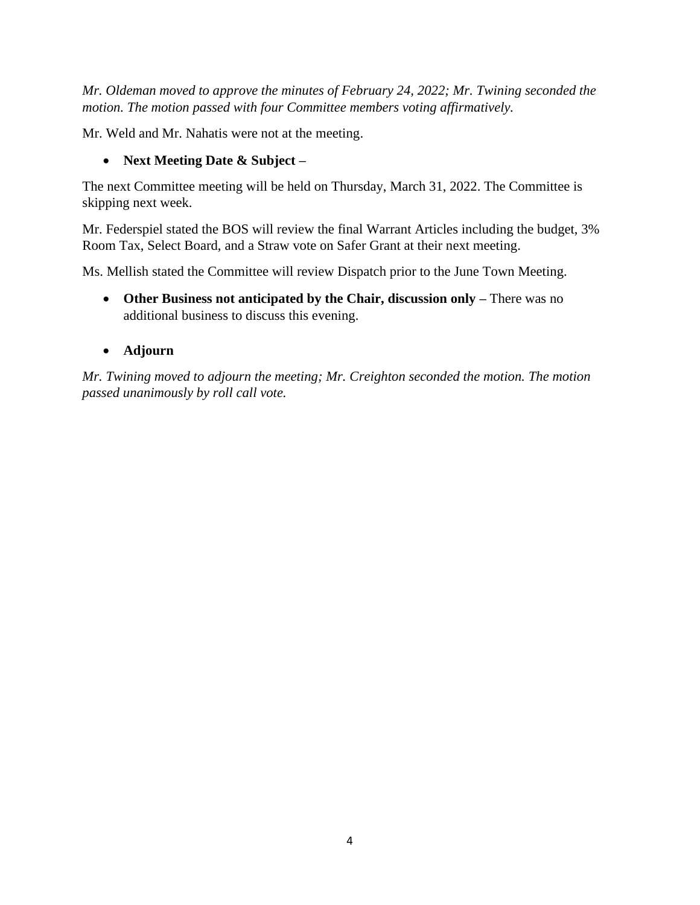*Mr. Oldeman moved to approve the minutes of February 24, 2022; Mr. Twining seconded the motion. The motion passed with four Committee members voting affirmatively.*

Mr. Weld and Mr. Nahatis were not at the meeting.

- **Next Meeting Date & Subject –**

The next Committee meeting will be held on Thursday, March 31, 2022. The Committee is skipping next week.

Mr. Federspiel stated the BOS will review the final Warrant Articles including the budget, 3% Room Tax, Select Board, and a Straw vote on Safer Grant at their next meeting.

Ms. Mellish stated the Committee will review Dispatch prior to the June Town Meeting.

- **Other Business not anticipated by the Chair, discussion only –** There was no additional business to discuss this evening.

- **Adjourn**

*Mr. Twining moved to adjourn the meeting; Mr. Creighton seconded the motion. The motion passed unanimously by roll call vote.*